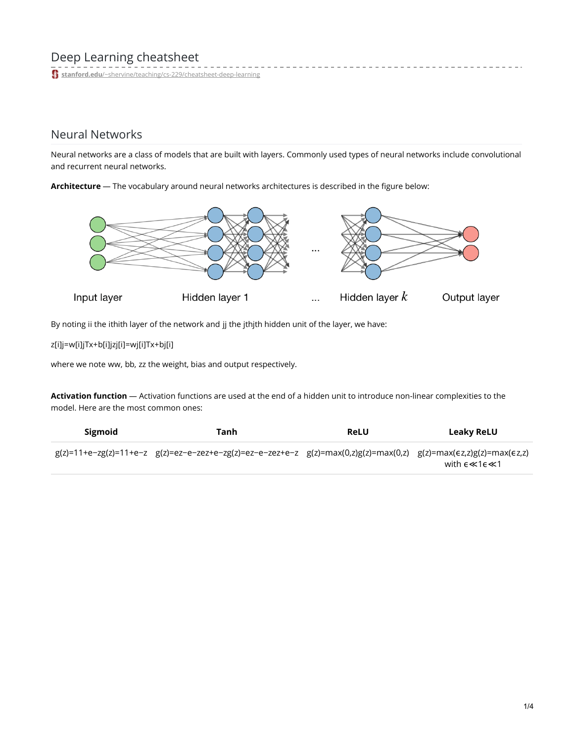# Deep Learning cheatsheet

stanford.edu/~shervine/teaching/cs-229/cheatsheet-deep-learning

## Neural Networks

Neural networks are a class of models that are built with layers. Commonly used types of neural networks include convolutional and recurrent neural networks.

**Architecture** — The vocabulary around neural networks architectures is described in the figure below:

Input layer　　Hidden layer 1　　...　　Hidden layer $k$　　Output layer

By noting $i$ the $i$th layer of the network and $j$ the $j$th hidden unit of the layer, we have:

$$z_j^{[i]} = w_j^{[i]T}x + b_j^{[i]}$$

where we note $w$, $b$, $z$ the weight, bias and output respectively.

**Activation function** — Activation functions are used at the end of a hidden unit to introduce non-linear complexities to the model. Here are the most common ones:

| Sigmoid | Tanh | ReLU | Leaky ReLU |
| --- | --- | --- | --- |
| $g(z) = \frac{1}{1+e^{-z}}$ | $g(z) = \frac{e^z - e^{-z}}{e^z + e^{-z}}$ | $g(z) = \max(0, z)$ | $g(z) = \max(\epsilon z, z)$ with $\epsilon \ll 1$ |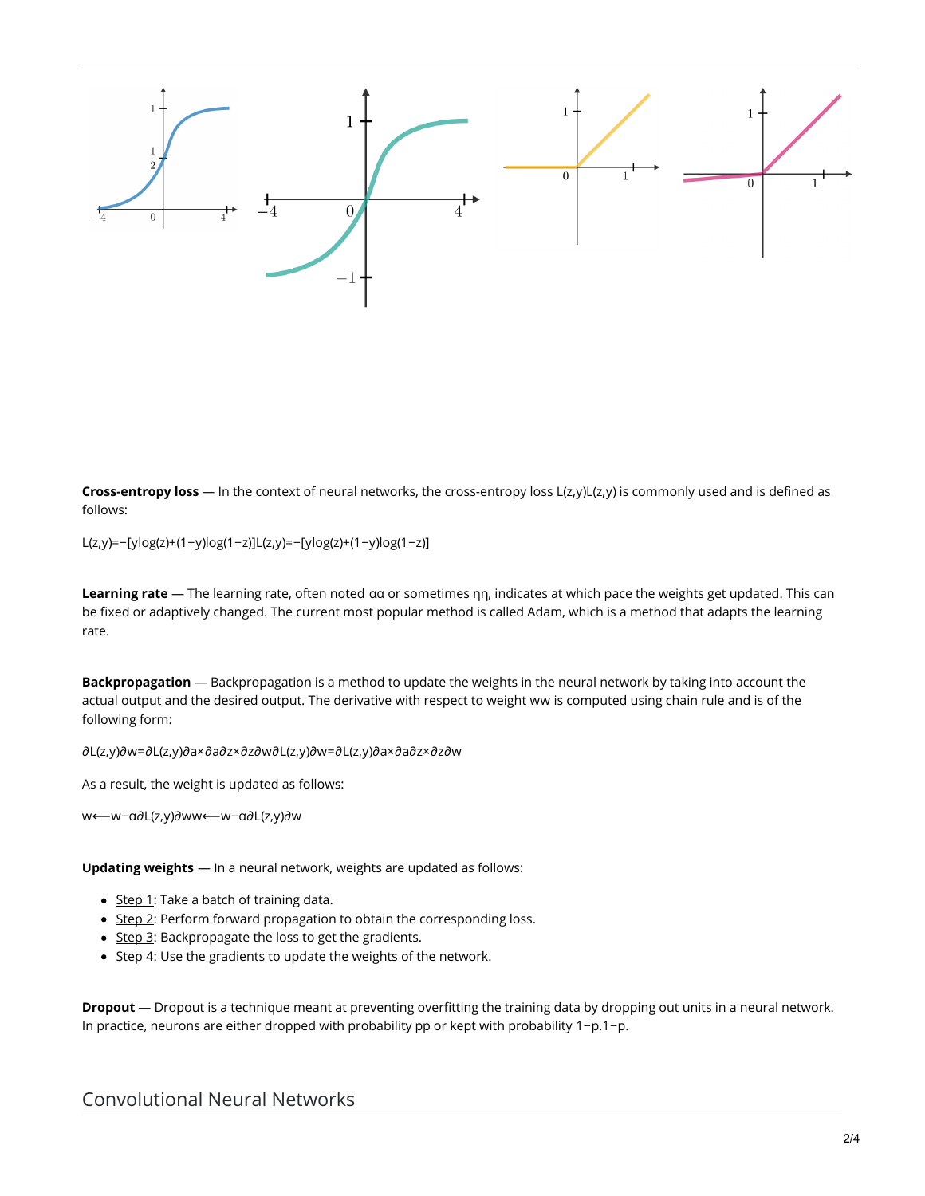**Cross-entropy loss** — In the context of neural networks, the cross-entropy loss $L(z,y)$ is commonly used and is defined as follows:

$$L(z,y)=-\Big[y\log(z)+(1-y)\log(1-z)\Big]$$

**Learning rate** — The learning rate, often noted $\alpha$ or sometimes $\eta$, indicates at which pace the weights get updated. This can be fixed or adaptively changed. The current most popular method is called Adam, which is a method that adapts the learning rate.

**Backpropagation** — Backpropagation is a method to update the weights in the neural network by taking into account the actual output and the desired output. The derivative with respect to weight $w$ is computed using chain rule and is of the following form:

$$\frac{\partial L(z,y)}{\partial w}=\frac{\partial L(z,y)}{\partial a}\times\frac{\partial a}{\partial z}\times\frac{\partial z}{\partial w}$$

As a result, the weight is updated as follows:

$$w\longleftarrow w-\alpha\frac{\partial L(z,y)}{\partial w}$$

**Updating weights** — In a neural network, weights are updated as follows:

- Step 1: Take a batch of training data.
- Step 2: Perform forward propagation to obtain the corresponding loss.
- Step 3: Backpropagate the loss to get the gradients.
- Step 4: Use the gradients to update the weights of the network.

**Dropout** — Dropout is a technique meant at preventing overfitting the training data by dropping out units in a neural network. In practice, neurons are either dropped with probability $p$ or kept with probability $1-p$.

## Convolutional Neural Networks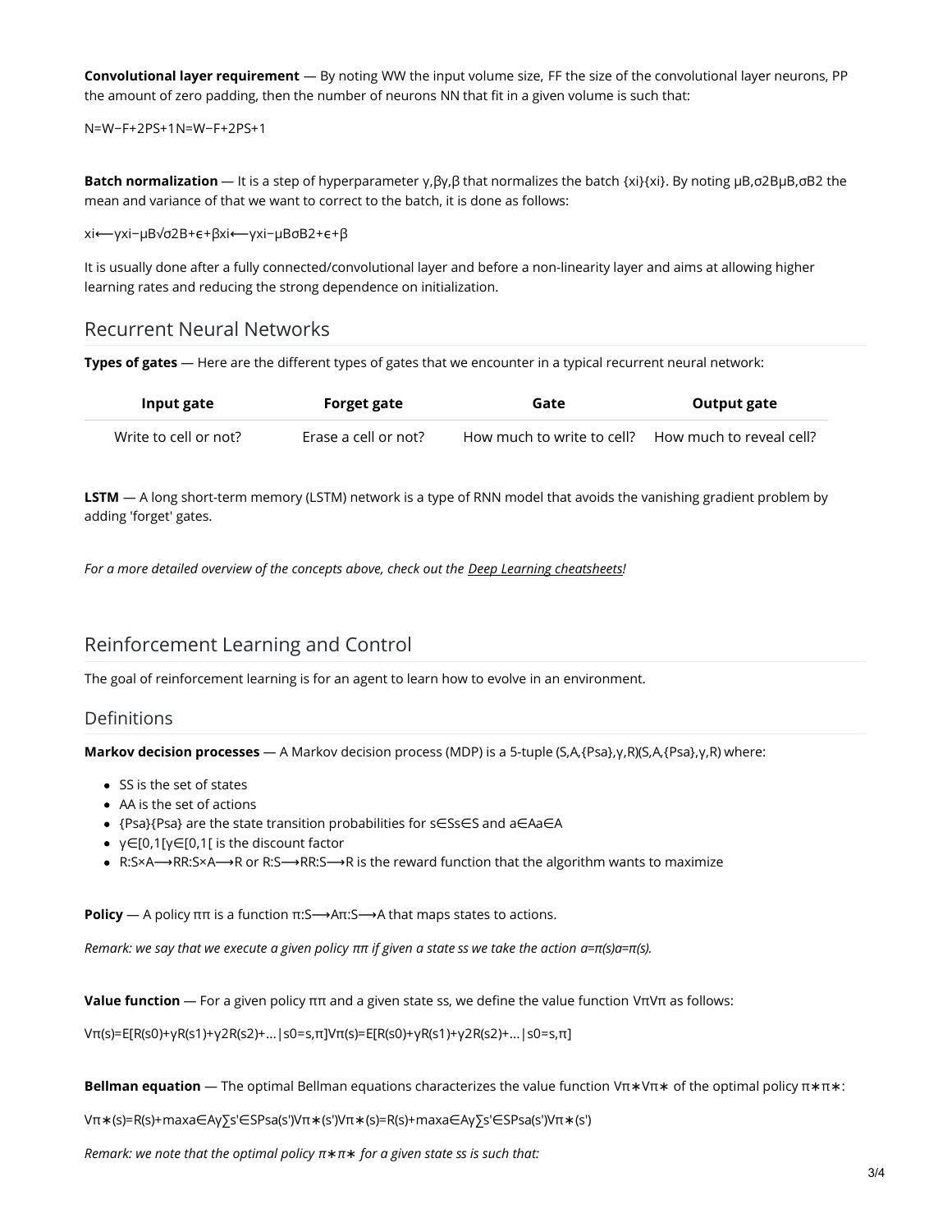**Convolutional layer requirement** — By noting $W$ the input volume size, $F$ the size of the convolutional layer neurons, $P$ the amount of zero padding, then the number of neurons $N$ that fit in a given volume is such that:

$$N=\frac{W-F+2P}{S}+1$$

**Batch normalization** — It is a step of hyperparameter $\gamma,\beta$ that normalizes the batch $\{x_i\}$. By noting $\mu_B,\sigma_B^2$ the mean and variance of that we want to correct to the batch, it is done as follows:

$$x_i\longleftarrow\gamma\frac{x_i-\mu_B}{\sqrt{\sigma_B^2+\epsilon}}+\beta$$

It is usually done after a fully connected/convolutional layer and before a non-linearity layer and aims at allowing higher learning rates and reducing the strong dependence on initialization.

## Recurrent Neural Networks

**Types of gates** — Here are the different types of gates that we encounter in a typical recurrent neural network:

| Input gate | Forget gate | Gate | Output gate |
| --- | --- | --- | --- |
| Write to cell or not? | Erase a cell or not? | How much to write to cell? | How much to reveal cell? |

**LSTM** — A long short-term memory (LSTM) network is a type of RNN model that avoids the vanishing gradient problem by adding 'forget' gates.

*For a more detailed overview of the concepts above, check out the Deep Learning cheatsheets!*

# Reinforcement Learning and Control

The goal of reinforcement learning is for an agent to learn how to evolve in an environment.

## Definitions

**Markov decision processes** — A Markov decision process (MDP) is a 5-tuple $(\mathcal{S},\mathcal{A},\{P_{sa}\},\gamma,R)$ where:

- $\mathcal{S}$ is the set of states
- $\mathcal{A}$ is the set of actions
- $\{P_{sa}\}$ are the state transition probabilities for $s\in\mathcal{S}$ and $a\in\mathcal{A}$
- $\gamma\in[0,1[$ is the discount factor
- $R:\mathcal{S}\times\mathcal{A}\longrightarrow\mathbb{R}$ or $R:\mathcal{S}\longrightarrow\mathbb{R}$ is the reward function that the algorithm wants to maximize

**Policy** — A policy $\pi$ is a function $\pi:\mathcal{S}\longrightarrow\mathcal{A}$ that maps states to actions.

*Remark: we say that we execute a given policy $\pi$ if given a state $s$ we take the action $a=\pi(s)$.*

**Value function** — For a given policy $\pi$ and a given state $s$, we define the value function $V^{\pi}$ as follows:

$$V^\pi(s)=E\Big[R(s_0)+\gamma R(s_1)+\gamma^2R(s_2)+...|s_0=s,\pi\Big]$$

**Bellman equation** — The optimal Bellman equations characterizes the value function $V^{\pi^*}$ of the optimal policy $\pi^*$:

$$V^{\pi^*}(s)=R(s)+\max_{a\in\mathcal{A}}\gamma\sum_{s'\in S}P_{sa}(s')V^{\pi^*}(s')$$

*Remark: we note that the optimal policy $\pi^*$ for a given state $s$ is such that:*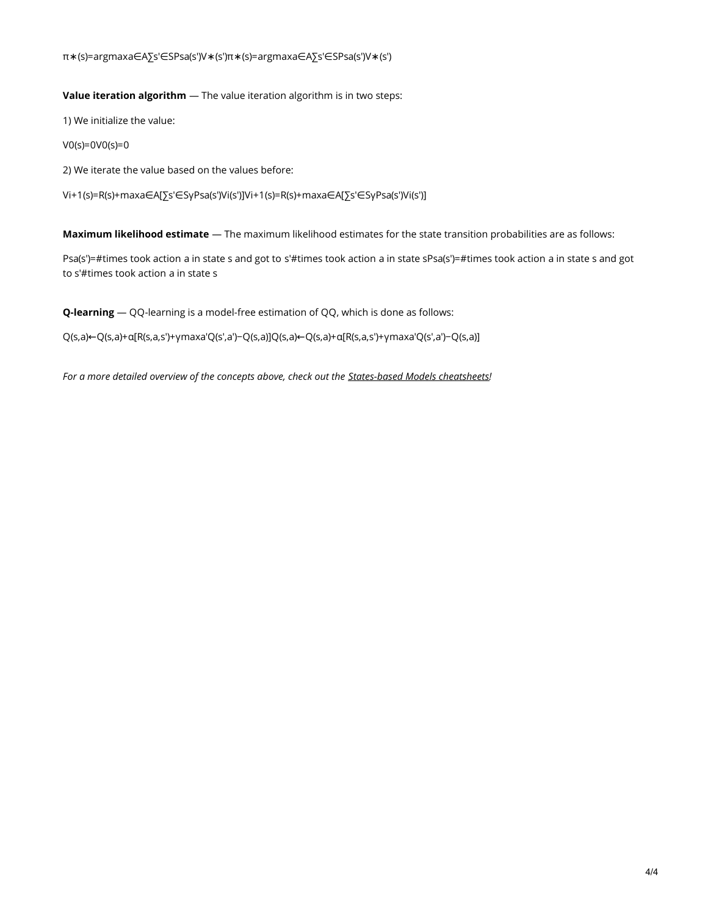$$\pi^*(s)=\underset{a\in A}{\text{argmax}}\sum_{s'\in S}P_{sa}(s')V^*(s')$$

**Value iteration algorithm** — The value iteration algorithm is in two steps:

1) We initialize the value:

$$V_0(s)=0$$

2) We iterate the value based on the values before:

$$V_{i+1}(s)=R(s)+\max_{a\in A}\left[\sum_{s'\in S}\gamma P_{sa}(s')V_i(s')\right]$$

**Maximum likelihood estimate** — The maximum likelihood estimates for the state transition probabilities are as follows:

$$P_{sa}(s')=\frac{\#\text{times took action } a \text{ in state } s \text{ and got to } s'}{\#\text{times took action } a \text{ in state } s}$$

**Q-learning** — $Q$-learning is a model-free estimation of $Q$, which is done as follows:

$$Q(s,a)\leftarrow Q(s,a)+\alpha\Big[R(s,a,s')+\gamma\max_{a'}Q(s',a')-Q(s,a)\Big]$$

*For a more detailed overview of the concepts above, check out the States-based Models cheatsheets!*